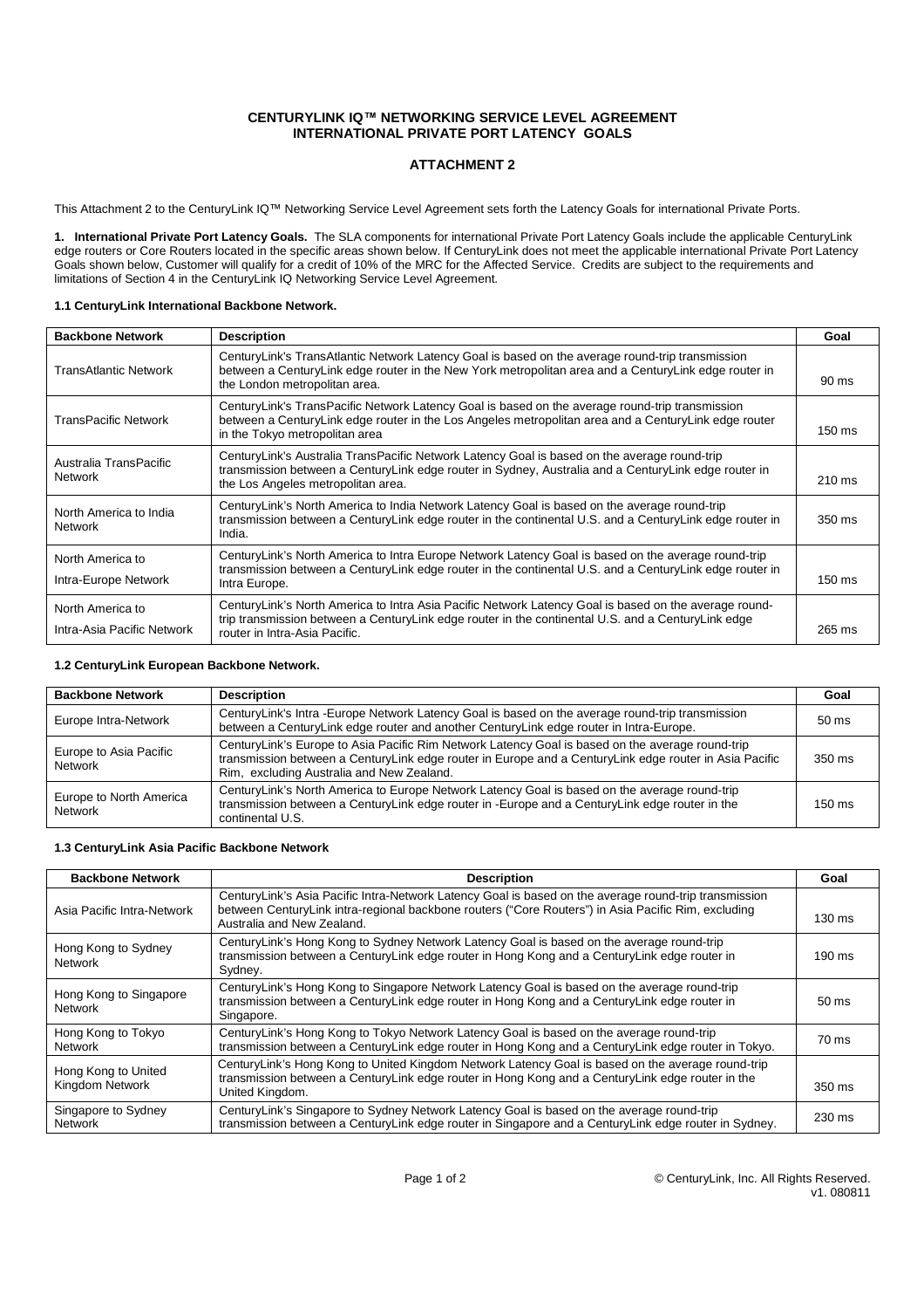# CENTURYLINK IQ™ NETWORKING SERVICE LEVEL AGREEMENT
# INTERNATIONAL PRIVATE PORT LATENCY GOALS

## ATTACHMENT 2

This Attachment 2 to the CenturyLink IQ™ Networking Service Level Agreement sets forth the Latency Goals for international Private Ports.

**1. International Private Port Latency Goals.** The SLA components for international Private Port Latency Goals include the applicable CenturyLink edge routers or Core Routers located in the specific areas shown below. If CenturyLink does not meet the applicable international Private Port Latency Goals shown below, Customer will qualify for a credit of 10% of the MRC for the Affected Service. Credits are subject to the requirements and limitations of Section 4 in the CenturyLink IQ Networking Service Level Agreement.

### 1.1 CenturyLink International Backbone Network.

| Backbone Network | Description | Goal |
|---|---|---|
| TransAtlantic Network | CenturyLink's TransAtlantic Network Latency Goal is based on the average round-trip transmission between a CenturyLink edge router in the New York metropolitan area and a CenturyLink edge router in the London metropolitan area. | 90 ms |
| TransPacific Network | CenturyLink's TransPacific Network Latency Goal is based on the average round-trip transmission between a CenturyLink edge router in the Los Angeles metropolitan area and a CenturyLink edge router in the Tokyo metropolitan area | 150 ms |
| Australia TransPacific Network | CenturyLink's Australia TransPacific Network Latency Goal is based on the average round-trip transmission between a CenturyLink edge router in Sydney, Australia and a CenturyLink edge router in the Los Angeles metropolitan area. | 210 ms |
| North America to India Network | CenturyLink's North America to India Network Latency Goal is based on the average round-trip transmission between a CenturyLink edge router in the continental U.S. and a CenturyLink edge router in India. | 350 ms |
| North America to Intra-Europe Network | CenturyLink's North America to Intra Europe Network Latency Goal is based on the average round-trip transmission between a CenturyLink edge router in the continental U.S. and a CenturyLink edge router in Intra Europe. | 150 ms |
| North America to Intra-Asia Pacific Network | CenturyLink's North America to Intra Asia Pacific Network Latency Goal is based on the average round-trip transmission between a CenturyLink edge router in the continental U.S. and a CenturyLink edge router in Intra-Asia Pacific. | 265 ms |

### 1.2 CenturyLink European Backbone Network.

| Backbone Network | Description | Goal |
|---|---|---|
| Europe Intra-Network | CenturyLink's Intra -Europe Network Latency Goal is based on the average round-trip transmission between a CenturyLink edge router and another CenturyLink edge router in Intra-Europe. | 50 ms |
| Europe to Asia Pacific Network | CenturyLink's Europe to Asia Pacific Rim Network Latency Goal is based on the average round-trip transmission between a CenturyLink edge router in Europe and a CenturyLink edge router in Asia Pacific Rim, excluding Australia and New Zealand. | 350 ms |
| Europe to North America Network | CenturyLink's North America to Europe Network Latency Goal is based on the average round-trip transmission between a CenturyLink edge router in -Europe and a CenturyLink edge router in the continental U.S. | 150 ms |

### 1.3 CenturyLink Asia Pacific Backbone Network

| Backbone Network | Description | Goal |
|---|---|---|
| Asia Pacific Intra-Network | CenturyLink's Asia Pacific Intra-Network Latency Goal is based on the average round-trip transmission between CenturyLink intra-regional backbone routers ("Core Routers") in Asia Pacific Rim, excluding Australia and New Zealand. | 130 ms |
| Hong Kong to Sydney Network | CenturyLink's Hong Kong to Sydney Network Latency Goal is based on the average round-trip transmission between a CenturyLink edge router in Hong Kong and a CenturyLink edge router in Sydney. | 190 ms |
| Hong Kong to Singapore Network | CenturyLink's Hong Kong to Singapore Network Latency Goal is based on the average round-trip transmission between a CenturyLink edge router in Hong Kong and a CenturyLink edge router in Singapore. | 50 ms |
| Hong Kong to Tokyo Network | CenturyLink's Hong Kong to Tokyo Network Latency Goal is based on the average round-trip transmission between a CenturyLink edge router in Hong Kong and a CenturyLink edge router in Tokyo. | 70 ms |
| Hong Kong to United Kingdom Network | CenturyLink's Hong Kong to United Kingdom Network Latency Goal is based on the average round-trip transmission between a CenturyLink edge router in Hong Kong and a CenturyLink edge router in the United Kingdom. | 350 ms |
| Singapore to Sydney Network | CenturyLink's Singapore to Sydney Network Latency Goal is based on the average round-trip transmission between a CenturyLink edge router in Singapore and a CenturyLink edge router in Sydney. | 230 ms |

© CenturyLink, Inc. All Rights Reserved.
v1. 080811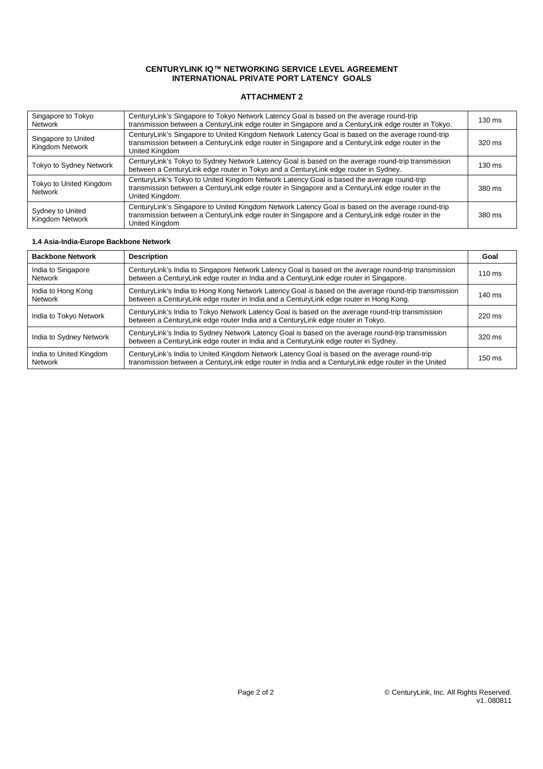# CENTURYLINK IQ™ NETWORKING SERVICE LEVEL AGREEMENT
# INTERNATIONAL PRIVATE PORT LATENCY GOALS

## ATTACHMENT 2

| | | |
|---|---|---|
| Singapore to Tokyo Network | CenturyLink's Singapore to Tokyo Network Latency Goal is based on the average round-trip transmission between a CenturyLink edge router in Singapore and a CenturyLink edge router in Tokyo. | 130 ms |
| Singapore to United Kingdom Network | CenturyLink's Singapore to United Kingdom Network Latency Goal is based on the average round-trip transmission between a CenturyLink edge router in Singapore and a CenturyLink edge router in the United Kingdom | 320 ms |
| Tokyo to Sydney Network | CenturyLink's Tokyo to Sydney Network Latency Goal is based on the average round-trip transmission between a CenturyLink edge router in Tokyo and a CenturyLink edge router in Sydney. | 130 ms |
| Tokyo to United Kingdom Network | CenturyLink's Tokyo to United Kingdom Network Latency Goal is based the average round-trip transmission between a CenturyLink edge router in Singapore and a CenturyLink edge router in the United Kingdom. | 380 ms |
| Sydney to United Kingdom Network | CenturyLink's Singapore to United Kingdom Network Latency Goal is based on the average round-trip transmission between a CenturyLink edge router in Singapore and a CenturyLink edge router in the United Kingdom | 380 ms |

### 1.4 Asia-India-Europe Backbone Network

| Backbone Network | Description | Goal |
|---|---|---|
| India to Singapore Network | CenturyLink's India to Singapore Network Latency Goal is based on the average round-trip transmission between a CenturyLink edge router in India and a CenturyLink edge router in Singapore. | 110 ms |
| India to Hong Kong Network | CenturyLink's India to Hong Kong Network Latency Goal is based on the average round-trip transmission between a CenturyLink edge router in India and a CenturyLink edge router in Hong Kong. | 140 ms |
| India to Tokyo Network | CenturyLink's India to Tokyo Network Latency Goal is based on the average round-trip transmission between a CenturyLink edge router India and a CenturyLink edge router in Tokyo. | 220 ms |
| India to Sydney Network | CenturyLink's India to Sydney Network Latency Goal is based on the average round-trip transmission between a CenturyLink edge router in India and a CenturyLink edge router in Sydney. | 320 ms |
| India to United Kingdom Network | CenturyLink's India to United Kingdom Network Latency Goal is based on the average round-trip transmission between a CenturyLink edge router in India and a CenturyLink edge router in the United | 150 ms |

© CenturyLink, Inc. All Rights Reserved.
v1. 080811